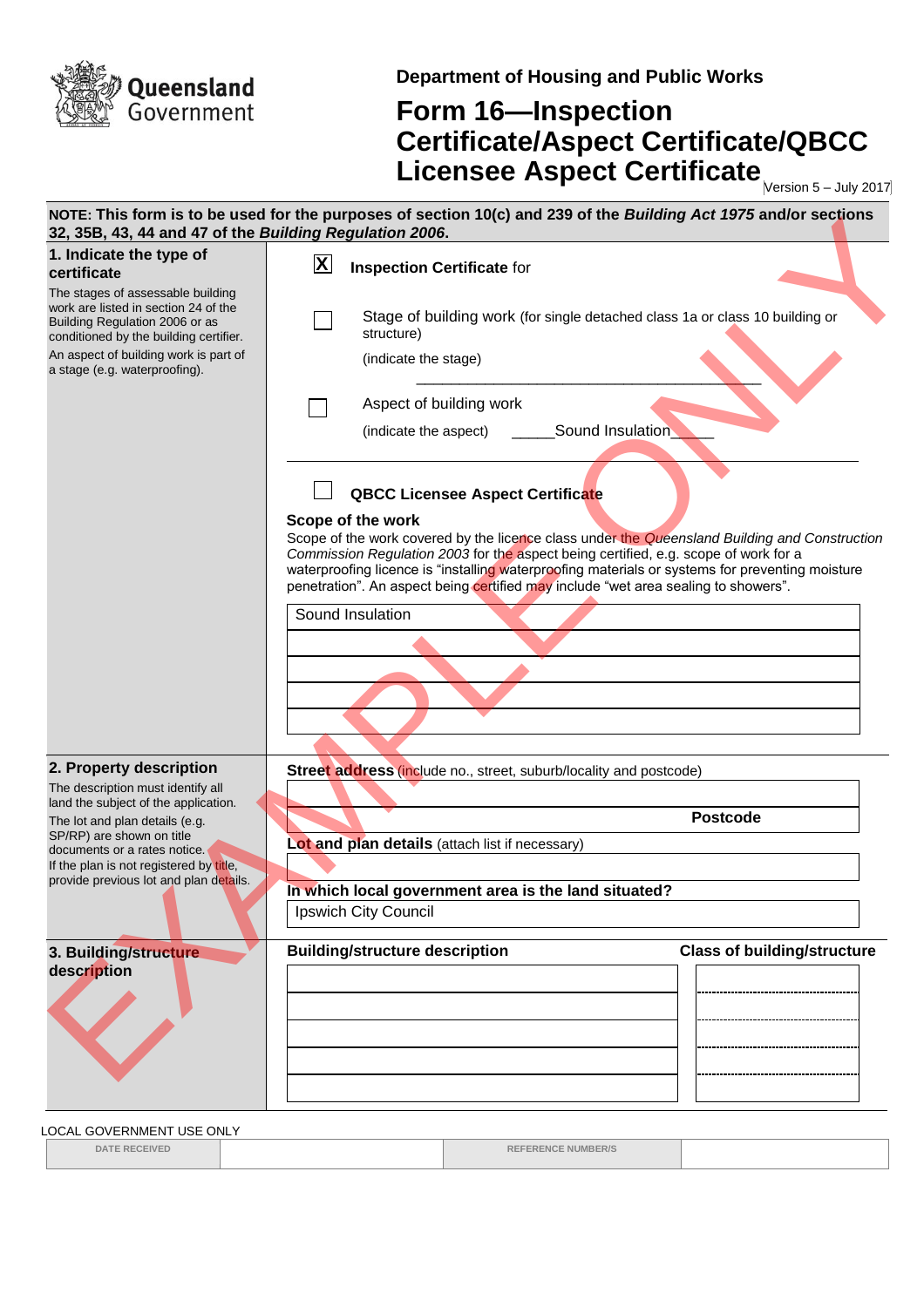Queensland Government

**Department of Housing and Public Works**

# Form 16—Inspection Certificate/Aspect Certificate/QBCC Licensee Aspect Certificate

Version 5 – July 2017

**NOTE: This form is to be used for the purposes of section 10(c) and 239 of the *Building Act 1975* and/or sections 32, 35B, 43, 44 and 47 of the *Building Regulation 2006*.**

## 1. Indicate the type of certificate

The stages of assessable building work are listed in section 24 of the Building Regulation 2006 or as conditioned by the building certifier.

An aspect of building work is part of a stage (e.g. waterproofing).

[X] **Inspection Certificate** for

[ ] Stage of building work (for single detached class 1a or class 10 building or structure)

(indicate the stage) ____________________

[ ] Aspect of building work

(indicate the aspect) _____Sound Insulation_____

[ ] **QBCC Licensee Aspect Certificate**

**Scope of the work**

Scope of the work covered by the licence class under the *Queensland Building and Construction Commission Regulation 2003* for the aspect being certified, e.g. scope of work for a waterproofing licence is "installing waterproofing materials or systems for preventing moisture penetration". An aspect being certified may include "wet area sealing to showers".

| |
|---|
| Sound Insulation |
| |
| |
| |
| |

## 2. Property description

The description must identify all land the subject of the application.

The lot and plan details (e.g. SP/RP) are shown on title documents or a rates notice.

If the plan is not registered by title, provide previous lot and plan details.

**Street address** (include no., street, suburb/locality and postcode)

**Postcode**

**Lot and plan details** (attach list if necessary)

**In which local government area is the land situated?**

Ipswich City Council

## 3. Building/structure description

| Building/structure description | Class of building/structure |
|---|---|
| | |
| | |
| | |
| | |
| | |

LOCAL GOVERNMENT USE ONLY

| DATE RECEIVED | | REFERENCE NUMBER/S | |
|---|---|---|---|

EXAMPLE ONLY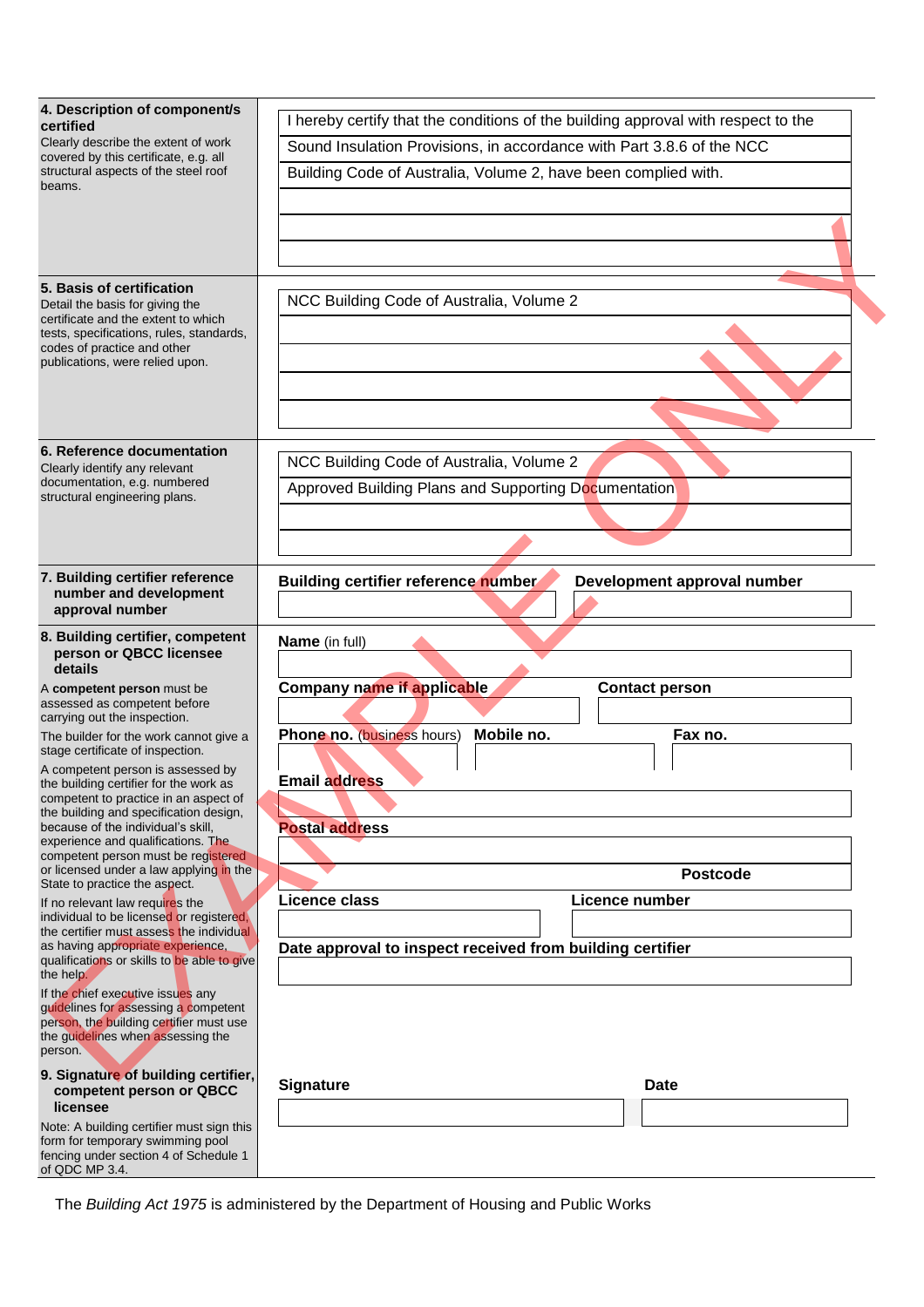| | |
|---|---|
| **4. Description of component/s certified**<br>Clearly describe the extent of work covered by this certificate, e.g. all structural aspects of the steel roof beams. | I hereby certify that the conditions of the building approval with respect to the Sound Insulation Provisions, in accordance with Part 3.8.6 of the NCC Building Code of Australia, Volume 2, have been complied with. |
| **5. Basis of certification**<br>Detail the basis for giving the certificate and the extent to which tests, specifications, rules, standards, codes of practice and other publications, were relied upon. | NCC Building Code of Australia, Volume 2 |
| **6. Reference documentation**<br>Clearly identify any relevant documentation, e.g. numbered structural engineering plans. | NCC Building Code of Australia, Volume 2<br>Approved Building Plans and Supporting Documentation |
| **7. Building certifier reference number and development approval number** | **Building certifier reference number**<br>**Development approval number** |
| **8. Building certifier, competent person or QBCC licensee details**<br>A **competent person** must be assessed as competent before carrying out the inspection.<br>The builder for the work cannot give a stage certificate of inspection.<br>A competent person is assessed by the building certifier for the work as competent to practice in an aspect of the building and specification design, because of the individual's skill, experience and qualifications. The competent person must be registered or licensed under a law applying in the State to practice the aspect.<br>If no relevant law requires the individual to be licensed or registered, the certifier must assess the individual as having appropriate experience, qualifications or skills to be able to give the help.<br>If the chief executive issues any guidelines for assessing a competent person, the building certifier must use the guidelines when assessing the person. | **Name** (in full)<br>**Company name if applicable**<br>**Contact person**<br>**Phone no.** (business hours)<br>**Mobile no.**<br>**Fax no.**<br>**Email address**<br>**Postal address**<br>**Postcode**<br>**Licence class**<br>**Licence number**<br>**Date approval to inspect received from building certifier** |
| **9. Signature of building certifier, competent person or QBCC licensee**<br>Note: A building certifier must sign this form for temporary swimming pool fencing under section 4 of Schedule 1 of QDC MP 3.4. | **Signature**<br>**Date** |

SAMPLE ONLY

The *Building Act 1975* is administered by the Department of Housing and Public Works